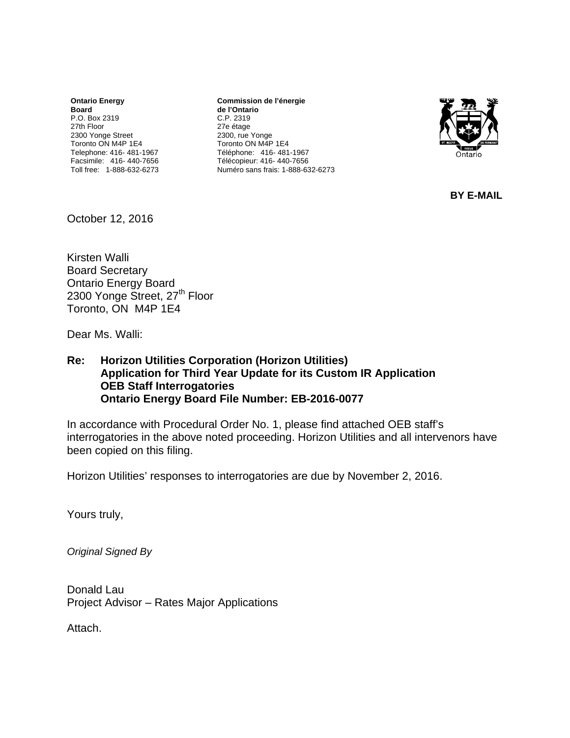**Ontario Energy Board**
P.O. Box 2319
27th Floor
2300 Yonge Street
Toronto ON M4P 1E4
Telephone: 416- 481-1967
Facsimile: 416- 440-7656
Toll free: 1-888-632-6273

**Commission de l'énergie de l'Ontario**
C.P. 2319
27e étage
2300, rue Yonge
Toronto ON M4P 1E4
Téléphone: 416- 481-1967
Télécopieur: 416- 440-7656
Numéro sans frais: 1-888-632-6273

**BY E-MAIL**

October 12, 2016

Kirsten Walli
Board Secretary
Ontario Energy Board
2300 Yonge Street, 27th Floor
Toronto, ON M4P 1E4

Dear Ms. Walli:

**Re: Horizon Utilities Corporation (Horizon Utilities)**
**Application for Third Year Update for its Custom IR Application**
**OEB Staff Interrogatories**
**Ontario Energy Board File Number: EB-2016-0077**

In accordance with Procedural Order No. 1, please find attached OEB staff's interrogatories in the above noted proceeding. Horizon Utilities and all intervenors have been copied on this filing.

Horizon Utilities' responses to interrogatories are due by November 2, 2016.

Yours truly,

*Original Signed By*

Donald Lau
Project Advisor – Rates Major Applications

Attach.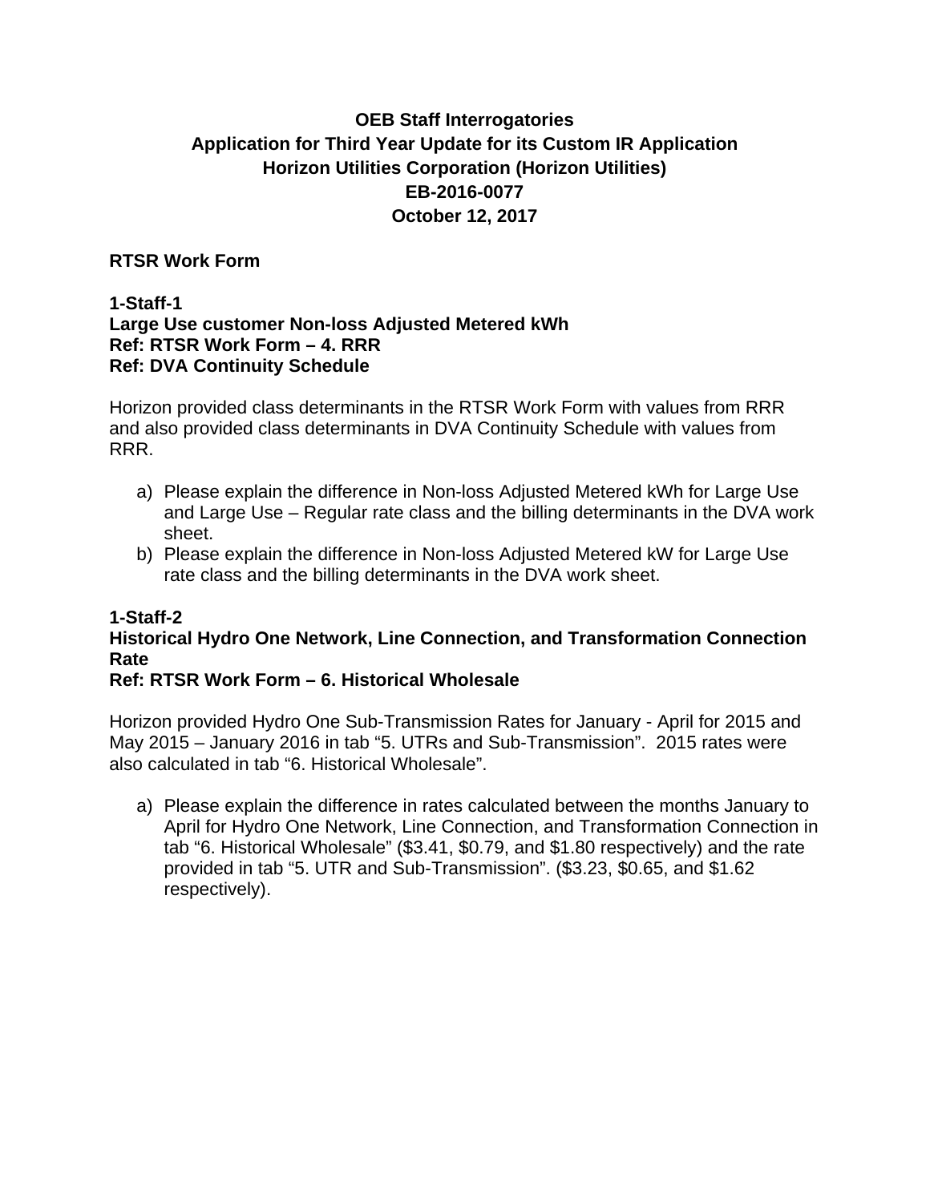**OEB Staff Interrogatories**
**Application for Third Year Update for its Custom IR Application**
**Horizon Utilities Corporation (Horizon Utilities)**
**EB-2016-0077**
**October 12, 2017**

**RTSR Work Form**

**1-Staff-1**
**Large Use customer Non-loss Adjusted Metered kWh**
**Ref: RTSR Work Form – 4. RRR**
**Ref: DVA Continuity Schedule**

Horizon provided class determinants in the RTSR Work Form with values from RRR and also provided class determinants in DVA Continuity Schedule with values from RRR.

a) Please explain the difference in Non-loss Adjusted Metered kWh for Large Use and Large Use – Regular rate class and the billing determinants in the DVA work sheet.
b) Please explain the difference in Non-loss Adjusted Metered kW for Large Use rate class and the billing determinants in the DVA work sheet.

**1-Staff-2**
**Historical Hydro One Network, Line Connection, and Transformation Connection Rate**
**Ref: RTSR Work Form – 6. Historical Wholesale**

Horizon provided Hydro One Sub-Transmission Rates for January - April for 2015 and May 2015 – January 2016 in tab "5. UTRs and Sub-Transmission". 2015 rates were also calculated in tab "6. Historical Wholesale".

a) Please explain the difference in rates calculated between the months January to April for Hydro One Network, Line Connection, and Transformation Connection in tab "6. Historical Wholesale" ($3.41, $0.79, and $1.80 respectively) and the rate provided in tab "5. UTR and Sub-Transmission". ($3.23, $0.65, and $1.62 respectively).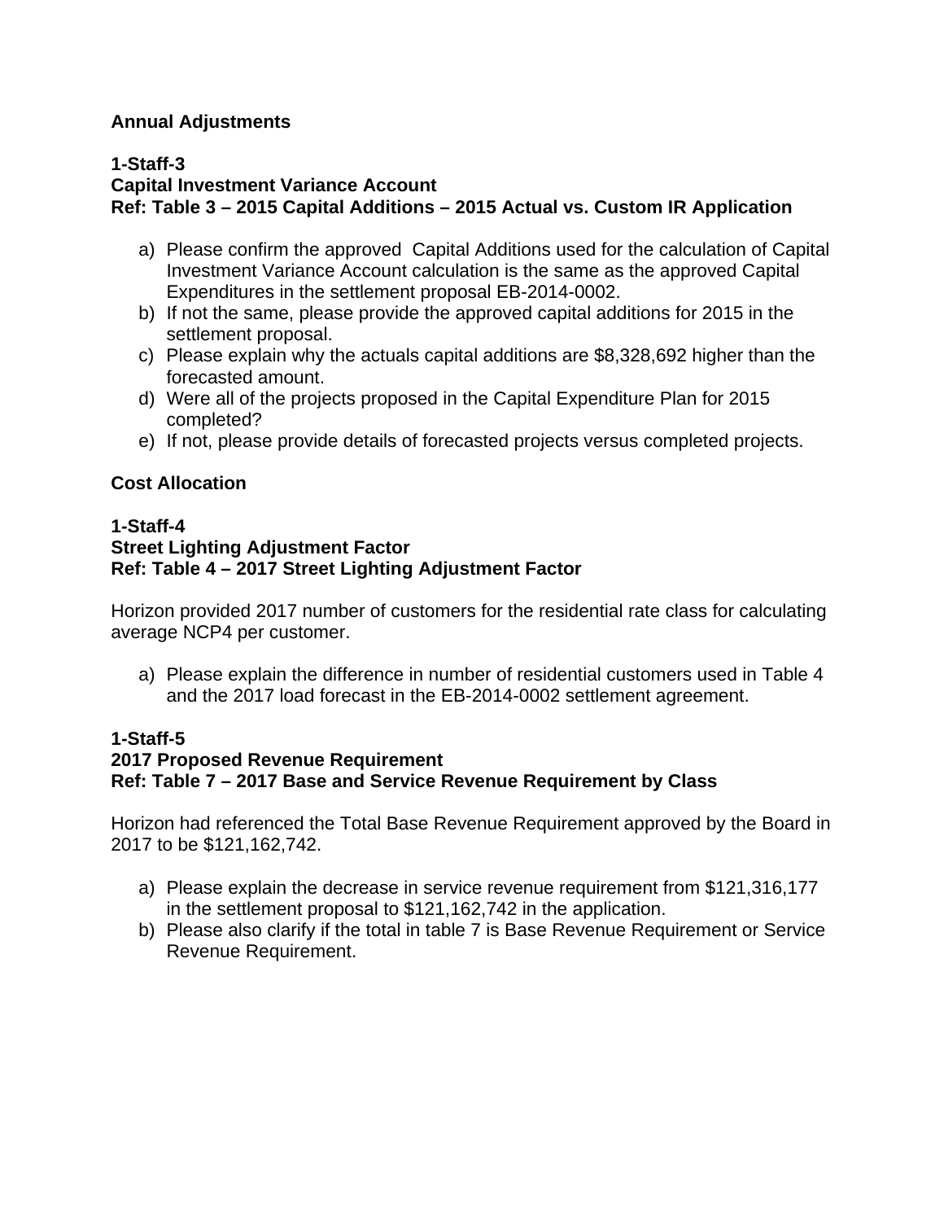**Annual Adjustments**

**1-Staff-3**
**Capital Investment Variance Account**
**Ref: Table 3 – 2015 Capital Additions – 2015 Actual vs. Custom IR Application**

a) Please confirm the approved Capital Additions used for the calculation of Capital Investment Variance Account calculation is the same as the approved Capital Expenditures in the settlement proposal EB-2014-0002.
b) If not the same, please provide the approved capital additions for 2015 in the settlement proposal.
c) Please explain why the actuals capital additions are $8,328,692 higher than the forecasted amount.
d) Were all of the projects proposed in the Capital Expenditure Plan for 2015 completed?
e) If not, please provide details of forecasted projects versus completed projects.

**Cost Allocation**

**1-Staff-4**
**Street Lighting Adjustment Factor**
**Ref: Table 4 – 2017 Street Lighting Adjustment Factor**

Horizon provided 2017 number of customers for the residential rate class for calculating average NCP4 per customer.

a) Please explain the difference in number of residential customers used in Table 4 and the 2017 load forecast in the EB-2014-0002 settlement agreement.

**1-Staff-5**
**2017 Proposed Revenue Requirement**
**Ref: Table 7 – 2017 Base and Service Revenue Requirement by Class**

Horizon had referenced the Total Base Revenue Requirement approved by the Board in 2017 to be $121,162,742.

a) Please explain the decrease in service revenue requirement from $121,316,177 in the settlement proposal to $121,162,742 in the application.
b) Please also clarify if the total in table 7 is Base Revenue Requirement or Service Revenue Requirement.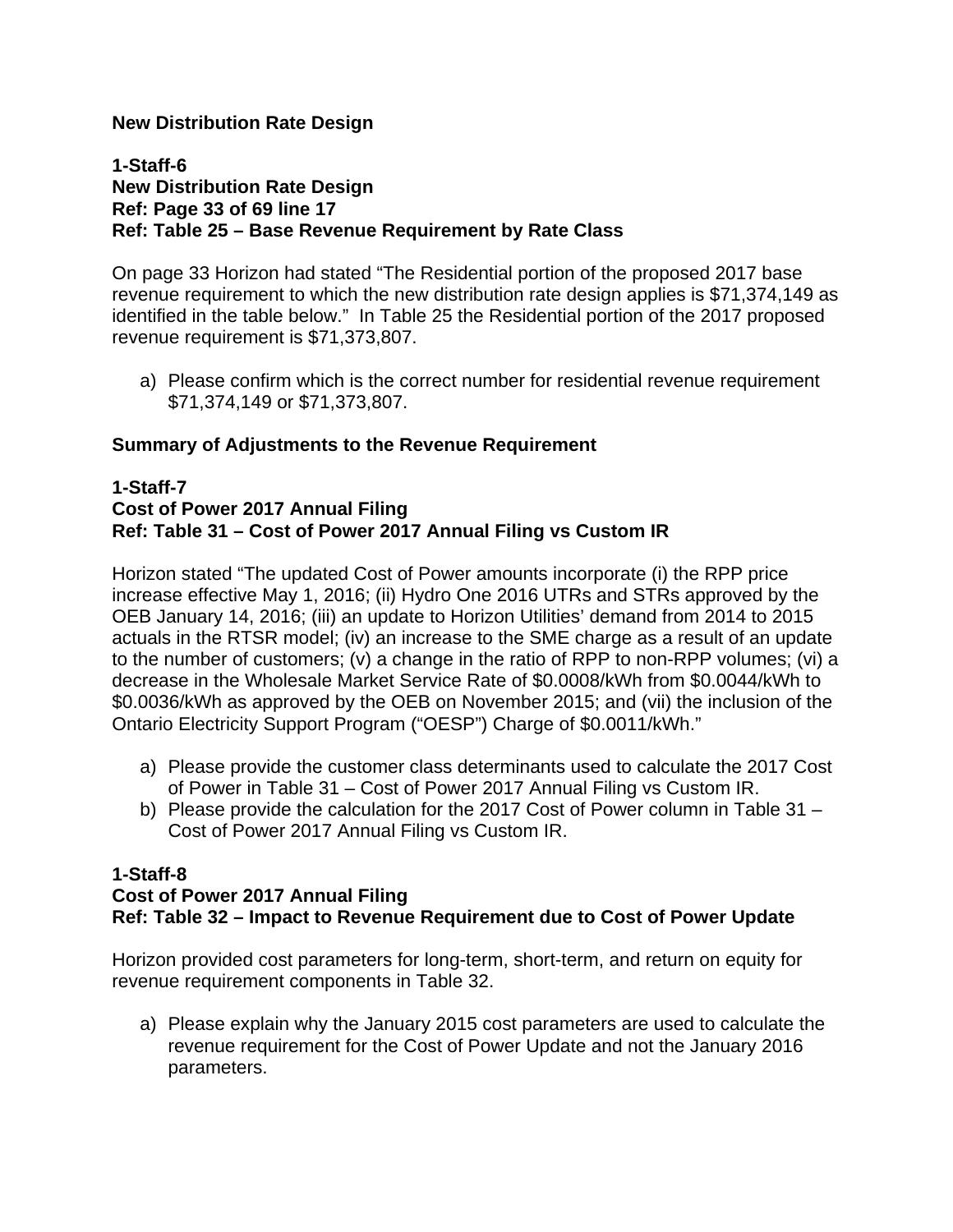**New Distribution Rate Design**

**1-Staff-6**
**New Distribution Rate Design**
**Ref: Page 33 of 69 line 17**
**Ref: Table 25 – Base Revenue Requirement by Rate Class**

On page 33 Horizon had stated "The Residential portion of the proposed 2017 base revenue requirement to which the new distribution rate design applies is $71,374,149 as identified in the table below." In Table 25 the Residential portion of the 2017 proposed revenue requirement is $71,373,807.

a) Please confirm which is the correct number for residential revenue requirement $71,374,149 or $71,373,807.

**Summary of Adjustments to the Revenue Requirement**

**1-Staff-7**
**Cost of Power 2017 Annual Filing**
**Ref: Table 31 – Cost of Power 2017 Annual Filing vs Custom IR**

Horizon stated "The updated Cost of Power amounts incorporate (i) the RPP price increase effective May 1, 2016; (ii) Hydro One 2016 UTRs and STRs approved by the OEB January 14, 2016; (iii) an update to Horizon Utilities' demand from 2014 to 2015 actuals in the RTSR model; (iv) an increase to the SME charge as a result of an update to the number of customers; (v) a change in the ratio of RPP to non-RPP volumes; (vi) a decrease in the Wholesale Market Service Rate of $0.0008/kWh from $0.0044/kWh to $0.0036/kWh as approved by the OEB on November 2015; and (vii) the inclusion of the Ontario Electricity Support Program ("OESP") Charge of $0.0011/kWh."

a) Please provide the customer class determinants used to calculate the 2017 Cost of Power in Table 31 – Cost of Power 2017 Annual Filing vs Custom IR.
b) Please provide the calculation for the 2017 Cost of Power column in Table 31 – Cost of Power 2017 Annual Filing vs Custom IR.

**1-Staff-8**
**Cost of Power 2017 Annual Filing**
**Ref: Table 32 – Impact to Revenue Requirement due to Cost of Power Update**

Horizon provided cost parameters for long-term, short-term, and return on equity for revenue requirement components in Table 32.

a) Please explain why the January 2015 cost parameters are used to calculate the revenue requirement for the Cost of Power Update and not the January 2016 parameters.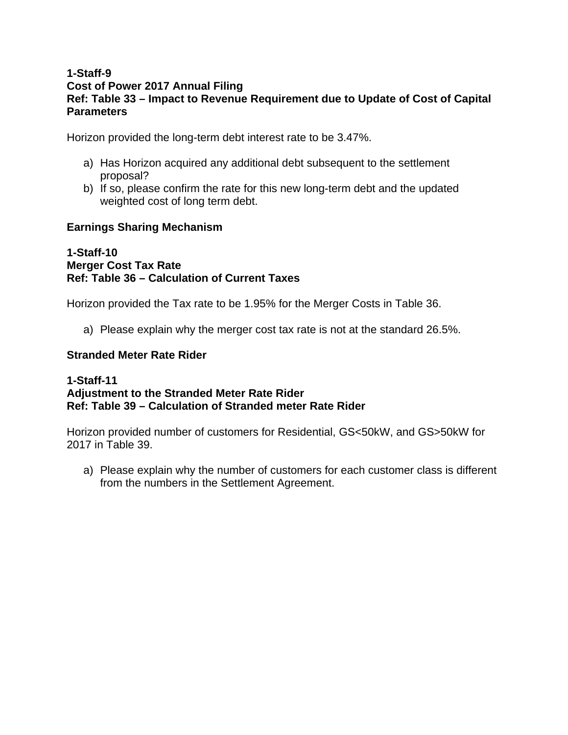**1-Staff-9**
**Cost of Power 2017 Annual Filing**
**Ref: Table 33 – Impact to Revenue Requirement due to Update of Cost of Capital Parameters**

Horizon provided the long-term debt interest rate to be 3.47%.

a) Has Horizon acquired any additional debt subsequent to the settlement proposal?
b) If so, please confirm the rate for this new long-term debt and the updated weighted cost of long term debt.

**Earnings Sharing Mechanism**

**1-Staff-10**
**Merger Cost Tax Rate**
**Ref: Table 36 – Calculation of Current Taxes**

Horizon provided the Tax rate to be 1.95% for the Merger Costs in Table 36.

a) Please explain why the merger cost tax rate is not at the standard 26.5%.

**Stranded Meter Rate Rider**

**1-Staff-11**
**Adjustment to the Stranded Meter Rate Rider**
**Ref: Table 39 – Calculation of Stranded meter Rate Rider**

Horizon provided number of customers for Residential, GS<50kW, and GS>50kW for 2017 in Table 39.

a) Please explain why the number of customers for each customer class is different from the numbers in the Settlement Agreement.